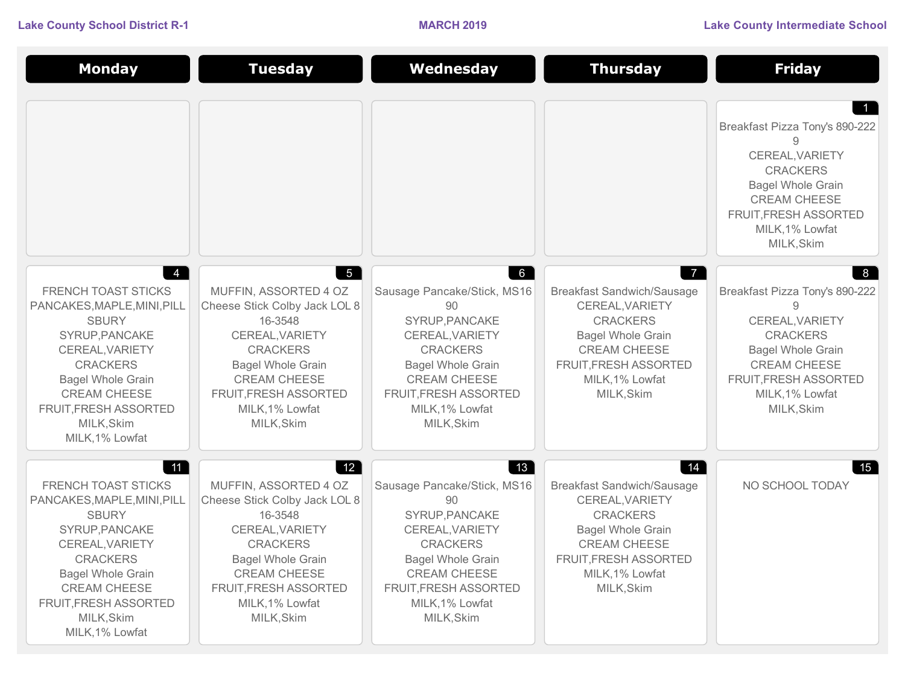**Lake County School District R-1** | **MARCH 2019** | **Lake County Intermediate School**

| Monday | Tuesday | Wednesday | Thursday | Friday |
| --- | --- | --- | --- | --- |
| | | | | **1**<br>Breakfast Pizza Tony's 890-222 9<br>CEREAL,VARIETY<br>CRACKERS<br>Bagel Whole Grain<br>CREAM CHEESE<br>FRUIT,FRESH ASSORTED<br>MILK,1% Lowfat<br>MILK,Skim |
| **4**<br>FRENCH TOAST STICKS<br>PANCAKES,MAPLE,MINI,PILLSBURY<br>SYRUP,PANCAKE<br>CEREAL,VARIETY<br>CRACKERS<br>Bagel Whole Grain<br>CREAM CHEESE<br>FRUIT,FRESH ASSORTED<br>MILK,Skim<br>MILK,1% Lowfat | **5**<br>MUFFIN, ASSORTED 4 OZ<br>Cheese Stick Colby Jack LOL 816-3548<br>CEREAL,VARIETY<br>CRACKERS<br>Bagel Whole Grain<br>CREAM CHEESE<br>FRUIT,FRESH ASSORTED<br>MILK,1% Lowfat<br>MILK,Skim | **6**<br>Sausage Pancake/Stick, MS1690<br>SYRUP,PANCAKE<br>CEREAL,VARIETY<br>CRACKERS<br>Bagel Whole Grain<br>CREAM CHEESE<br>FRUIT,FRESH ASSORTED<br>MILK,1% Lowfat<br>MILK,Skim | **7**<br>Breakfast Sandwich/Sausage<br>CEREAL,VARIETY<br>CRACKERS<br>Bagel Whole Grain<br>CREAM CHEESE<br>FRUIT,FRESH ASSORTED<br>MILK,1% Lowfat<br>MILK,Skim | **8**<br>Breakfast Pizza Tony's 890-222 9<br>CEREAL,VARIETY<br>CRACKERS<br>Bagel Whole Grain<br>CREAM CHEESE<br>FRUIT,FRESH ASSORTED<br>MILK,1% Lowfat<br>MILK,Skim |
| **11**<br>FRENCH TOAST STICKS<br>PANCAKES,MAPLE,MINI,PILLSBURY<br>SYRUP,PANCAKE<br>CEREAL,VARIETY<br>CRACKERS<br>Bagel Whole Grain<br>CREAM CHEESE<br>FRUIT,FRESH ASSORTED<br>MILK,Skim<br>MILK,1% Lowfat | **12**<br>MUFFIN, ASSORTED 4 OZ<br>Cheese Stick Colby Jack LOL 816-3548<br>CEREAL,VARIETY<br>CRACKERS<br>Bagel Whole Grain<br>CREAM CHEESE<br>FRUIT,FRESH ASSORTED<br>MILK,1% Lowfat<br>MILK,Skim | **13**<br>Sausage Pancake/Stick, MS1690<br>SYRUP,PANCAKE<br>CEREAL,VARIETY<br>CRACKERS<br>Bagel Whole Grain<br>CREAM CHEESE<br>FRUIT,FRESH ASSORTED<br>MILK,1% Lowfat<br>MILK,Skim | **14**<br>Breakfast Sandwich/Sausage<br>CEREAL,VARIETY<br>CRACKERS<br>Bagel Whole Grain<br>CREAM CHEESE<br>FRUIT,FRESH ASSORTED<br>MILK,1% Lowfat<br>MILK,Skim | **15**<br>NO SCHOOL TODAY |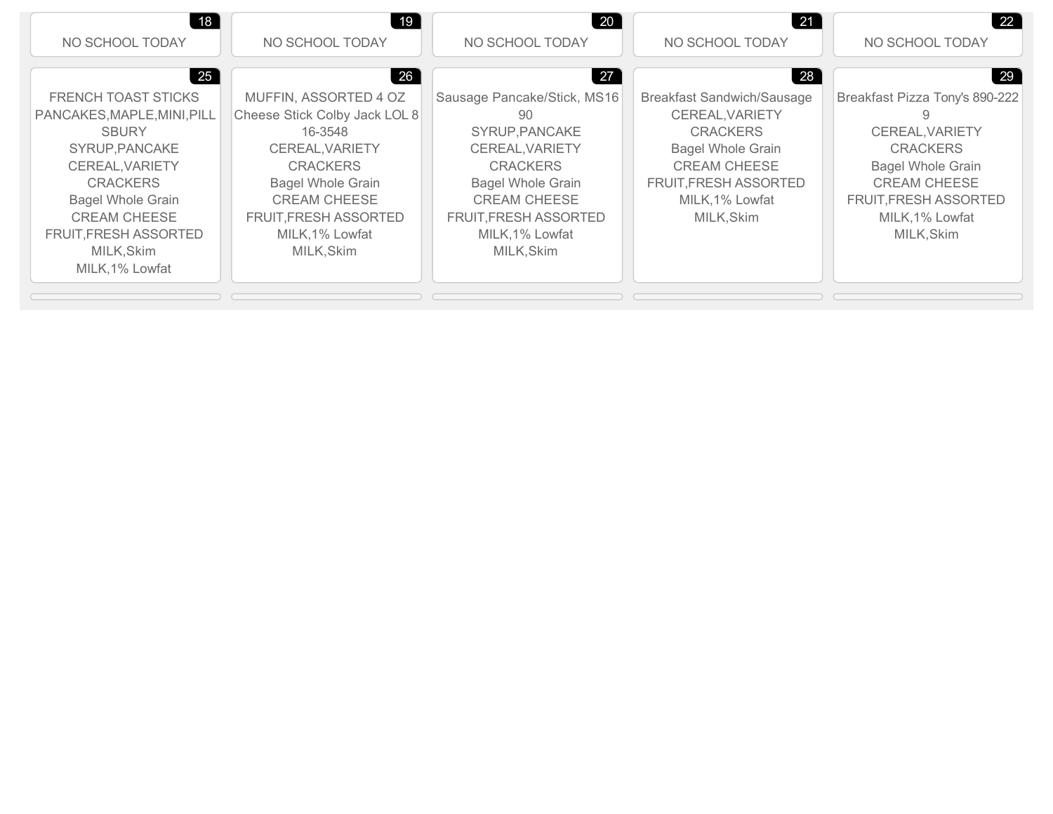| | | | | |
|---|---|---|---|---|
| 18<br>NO SCHOOL TODAY | 19<br>NO SCHOOL TODAY | 20<br>NO SCHOOL TODAY | 21<br>NO SCHOOL TODAY | 22<br>NO SCHOOL TODAY |
| 25<br>FRENCH TOAST STICKS<br>PANCAKES,MAPLE,MINI,PILLSBURY<br>SYRUP,PANCAKE<br>CEREAL,VARIETY<br>CRACKERS<br>Bagel Whole Grain<br>CREAM CHEESE<br>FRUIT,FRESH ASSORTED<br>MILK,Skim<br>MILK,1% Lowfat | 26<br>MUFFIN, ASSORTED 4 OZ<br>Cheese Stick Colby Jack LOL 816-3548<br>CEREAL,VARIETY<br>CRACKERS<br>Bagel Whole Grain<br>CREAM CHEESE<br>FRUIT,FRESH ASSORTED<br>MILK,1% Lowfat<br>MILK,Skim | 27<br>Sausage Pancake/Stick, MS1690<br>SYRUP,PANCAKE<br>CEREAL,VARIETY<br>CRACKERS<br>Bagel Whole Grain<br>CREAM CHEESE<br>FRUIT,FRESH ASSORTED<br>MILK,1% Lowfat<br>MILK,Skim | 28<br>Breakfast Sandwich/Sausage<br>CEREAL,VARIETY<br>CRACKERS<br>Bagel Whole Grain<br>CREAM CHEESE<br>FRUIT,FRESH ASSORTED<br>MILK,1% Lowfat<br>MILK,Skim | 29<br>Breakfast Pizza Tony's 890-2229<br>CEREAL,VARIETY<br>CRACKERS<br>Bagel Whole Grain<br>CREAM CHEESE<br>FRUIT,FRESH ASSORTED<br>MILK,1% Lowfat<br>MILK,Skim |